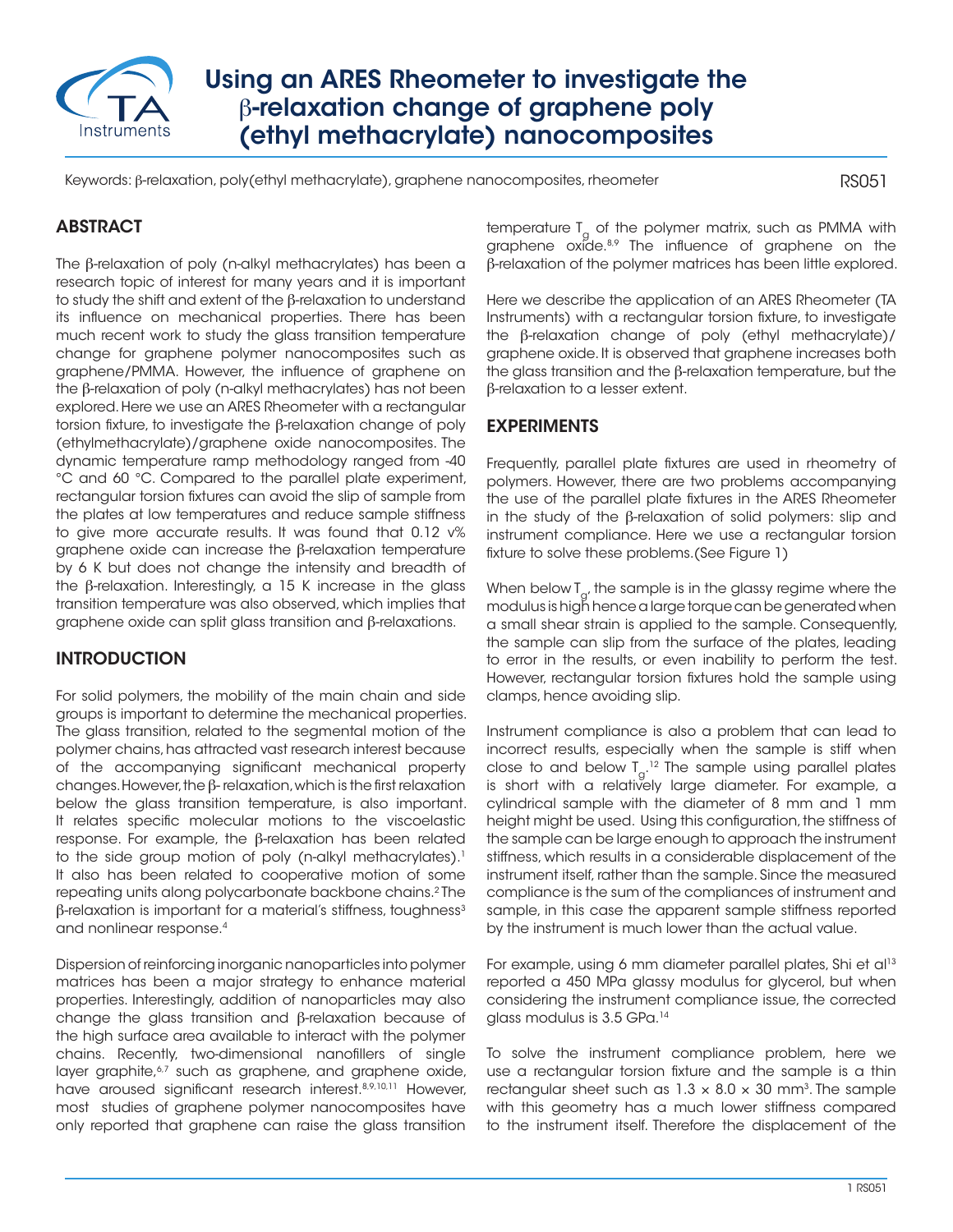# Using an ARES Rheometer to investigate the β-relaxation change of graphene poly (ethyl methacrylate) nanocomposites

Keywords: β-relaxation, poly(ethyl methacrylate), graphene nanocomposites, rheometer

RS051

## ABSTRACT

The β-relaxation of poly (n-alkyl methacrylates) has been a research topic of interest for many years and it is important to study the shift and extent of the β-relaxation to understand its influence on mechanical properties. There has been much recent work to study the glass transition temperature change for graphene polymer nanocomposites such as graphene/PMMA. However, the influence of graphene on the β-relaxation of poly (n-alkyl methacrylates) has not been explored. Here we use an ARES Rheometer with a rectangular torsion fixture, to investigate the β-relaxation change of poly (ethylmethacrylate)/graphene oxide nanocomposites. The dynamic temperature ramp methodology ranged from -40 °C and 60 °C. Compared to the parallel plate experiment, rectangular torsion fixtures can avoid the slip of sample from the plates at low temperatures and reduce sample stiffness to give more accurate results. It was found that 0.12 v% graphene oxide can increase the β-relaxation temperature by 6 K but does not change the intensity and breadth of the β-relaxation. Interestingly, a 15 K increase in the glass transition temperature was also observed, which implies that graphene oxide can split glass transition and β-relaxations.

## INTRODUCTION

For solid polymers, the mobility of the main chain and side groups is important to determine the mechanical properties. The glass transition, related to the segmental motion of the polymer chains, has attracted vast research interest because of the accompanying significant mechanical property changes. However, the β- relaxation, which is the first relaxation below the glass transition temperature, is also important. It relates specific molecular motions to the viscoelastic response. For example, the β-relaxation has been related to the side group motion of poly (n-alkyl methacrylates).[1] It also has been related to cooperative motion of some repeating units along polycarbonate backbone chains.[2] The β-relaxation is important for a material's stiffness, toughness[3] and nonlinear response.[4]

Dispersion of reinforcing inorganic nanoparticles into polymer matrices has been a major strategy to enhance material properties. Interestingly, addition of nanoparticles may also change the glass transition and β-relaxation because of the high surface area available to interact with the polymer chains. Recently, two-dimensional nanofillers of single layer graphite,[6,7] such as graphene, and graphene oxide, have aroused significant research interest.[8,9,10,11] However, most studies of graphene polymer nanocomposites have only reported that graphene can raise the glass transition temperature $T_g$ of the polymer matrix, such as PMMA with graphene oxide.[8,9] The influence of graphene on the β-relaxation of the polymer matrices has been little explored.

Here we describe the application of an ARES Rheometer (TA Instruments) with a rectangular torsion fixture, to investigate the β-relaxation change of poly (ethyl methacrylate)/graphene oxide. It is observed that graphene increases both the glass transition and the β-relaxation temperature, but the β-relaxation to a lesser extent.

## EXPERIMENTS

Frequently, parallel plate fixtures are used in rheometry of polymers. However, there are two problems accompanying the use of the parallel plate fixtures in the ARES Rheometer in the study of the β-relaxation of solid polymers: slip and instrument compliance. Here we use a rectangular torsion fixture to solve these problems.(See Figure 1)

When below $T_g$, the sample is in the glassy regime where the modulus is high hence a large torque can be generated when a small shear strain is applied to the sample. Consequently, the sample can slip from the surface of the plates, leading to error in the results, or even inability to perform the test. However, rectangular torsion fixtures hold the sample using clamps, hence avoiding slip.

Instrument compliance is also a problem that can lead to incorrect results, especially when the sample is stiff when close to and below $T_g$.[12] The sample using parallel plates is short with a relatively large diameter. For example, a cylindrical sample with the diameter of 8 mm and 1 mm height might be used. Using this configuration, the stiffness of the sample can be large enough to approach the instrument stiffness, which results in a considerable displacement of the instrument itself, rather than the sample. Since the measured compliance is the sum of the compliances of instrument and sample, in this case the apparent sample stiffness reported by the instrument is much lower than the actual value.

For example, using 6 mm diameter parallel plates, Shi et al[13] reported a 450 MPa glassy modulus for glycerol, but when considering the instrument compliance issue, the corrected glass modulus is 3.5 GPa.[14]

To solve the instrument compliance problem, here we use a rectangular torsion fixture and the sample is a thin rectangular sheet such as $1.3 \times 8.0 \times 30$ mm$^3$. The sample with this geometry has a much lower stiffness compared to the instrument itself. Therefore the displacement of the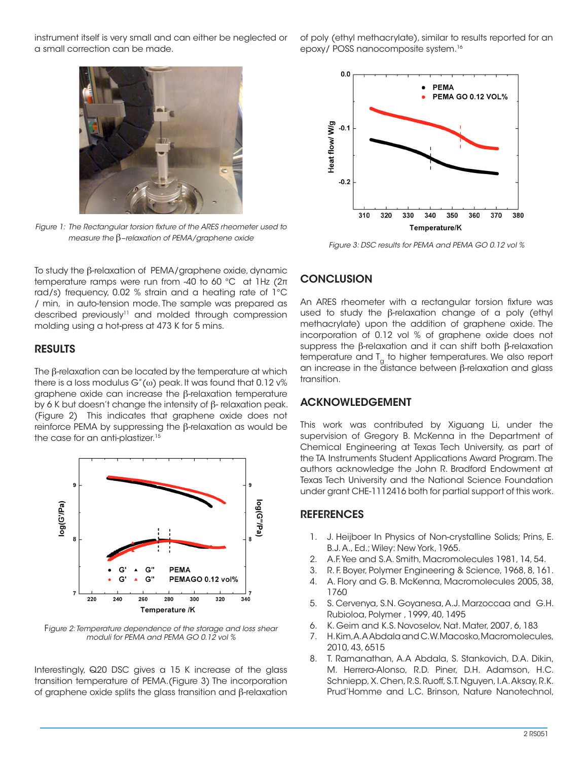instrument itself is very small and can either be neglected or a small correction can be made.

*Figure 1: The Rectangular torsion fixture of the ARES rheometer used to measure the β–relaxation of PEMA/graphene oxide*

To study the β-relaxation of PEMA/graphene oxide, dynamic temperature ramps were run from -40 to 60 °C at 1Hz (2π rad/s) frequency, 0.02 % strain and a heating rate of 1°C / min, in auto-tension mode. The sample was prepared as described previously[11] and molded through compression molding using a hot-press at 473 K for 5 mins.

## RESULTS

The β-relaxation can be located by the temperature at which there is a loss modulus G"(ω) peak. It was found that 0.12 v% graphene oxide can increase the β-relaxation temperature by 6 K but doesn't change the intensity of β- relaxation peak. (Figure 2) This indicates that graphene oxide does not reinforce PEMA by suppressing the β-relaxation as would be the case for an anti-plastizer.[15]

*Figure 2: Temperature dependence of the storage and loss shear moduli for PEMA and PEMA GO 0.12 vol %*

Interestingly, Q20 DSC gives a 15 K increase of the glass transition temperature of PEMA.(Figure 3) The incorporation of graphene oxide splits the glass transition and β-relaxation of poly (ethyl methacrylate), similar to results reported for an epoxy/ POSS nanocomposite system.[16]

*Figure 3: DSC results for PEMA and PEMA GO 0.12 vol %*

## CONCLUSION

An ARES rheometer with a rectangular torsion fixture was used to study the β-relaxation change of a poly (ethyl methacrylate) upon the addition of graphene oxide. The incorporation of 0.12 vol % of graphene oxide does not suppress the β-relaxation and it can shift both β-relaxation temperature and $T_g$ to higher temperatures. We also report an increase in the distance between β-relaxation and glass transition.

## ACKNOWLEDGEMENT

This work was contributed by Xiguang Li, under the supervision of Gregory B. McKenna in the Department of Chemical Engineering at Texas Tech University, as part of the TA Instruments Student Applications Award Program. The authors acknowledge the John R. Bradford Endowment at Texas Tech University and the National Science Foundation under grant CHE-1112416 both for partial support of this work.

## REFERENCES

1. J. Heijboer In Physics of Non-crystalline Solids; Prins, E. B.J. A., Ed.; Wiley: New York, 1965.
2. A.F. Yee and S.A. Smith, Macromolecules 1981, 14, 54.
3. R. F. Boyer, Polymer Engineering & Science, 1968, 8, 161.
4. A. Flory and G. B. McKenna, Macromolecules 2005, 38, 1760
5. S. Cervenya, S.N. Goyanesa, A.J. Marzoccaa and G.H. Rubioloa, Polymer , 1999, 40, 1495
6. K. Geim and K.S. Novoselov, Nat. Mater, 2007, 6, 183
7. H.Kim, A.A Abdala and C.W.Macosko, Macromolecules, 2010, 43, 6515
8. T. Ramanathan, A.A Abdala, S. Stankovich, D.A. Dikin, M. Herrera-Alonso, R.D. Piner, D.H. Adamson, H.C. Schniepp, X. Chen, R.S. Ruoff, S.T. Nguyen, I.A. Aksay, R.K. Prud'Homme and L.C. Brinson, Nature Nanotechnol,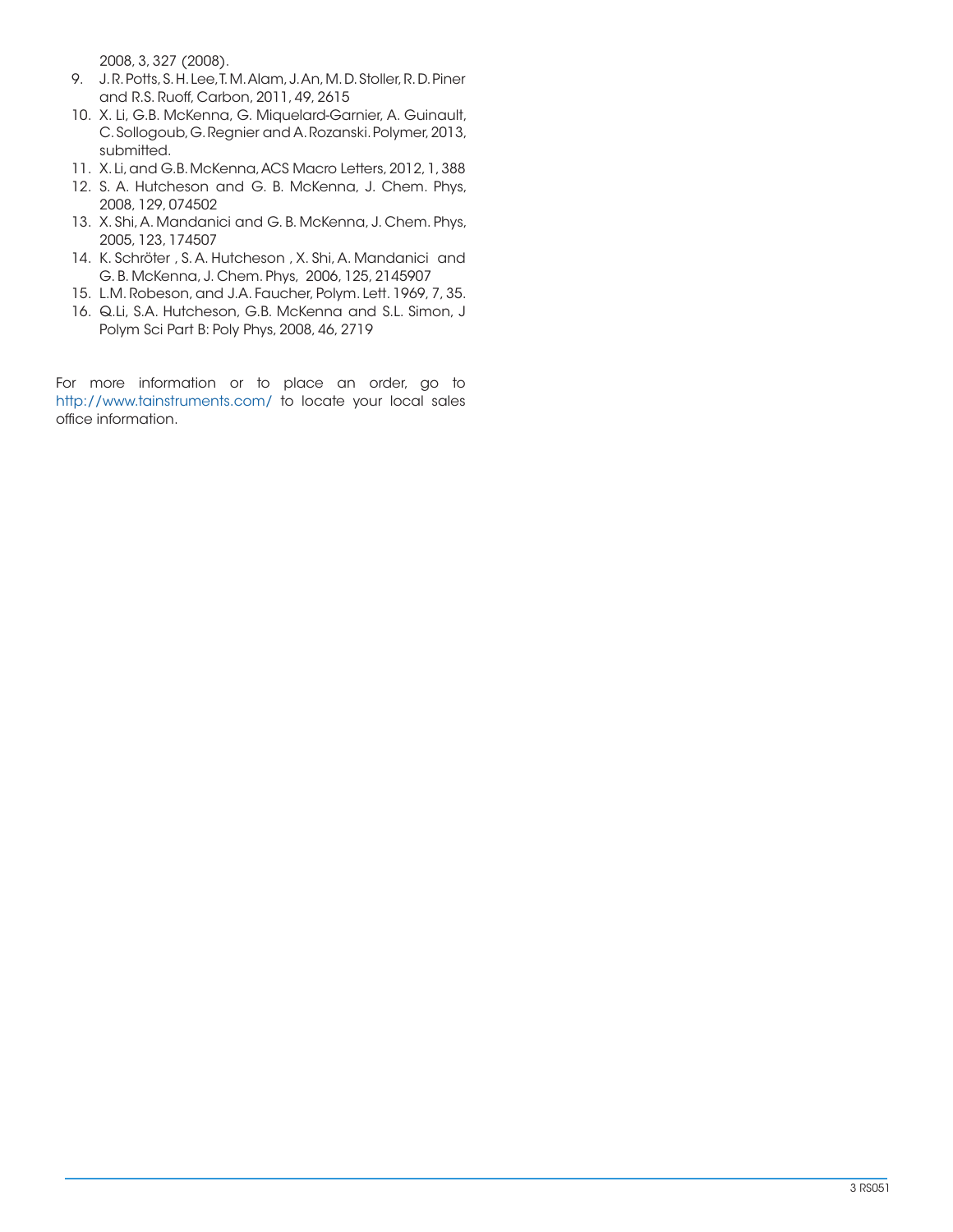2008, 3, 327 (2008).

9. J. R. Potts, S. H. Lee, T. M. Alam, J. An, M. D. Stoller, R. D. Piner and R.S. Ruoff, Carbon, 2011, 49, 2615
10. X. Li, G.B. McKenna, G. Miquelard-Garnier, A. Guinault, C. Sollogoub, G. Regnier and A. Rozanski. Polymer, 2013, submitted.
11. X. Li, and G.B. McKenna, ACS Macro Letters, 2012, 1, 388
12. S. A. Hutcheson and G. B. McKenna, J. Chem. Phys, 2008, 129, 074502
13. X. Shi, A. Mandanici and G. B. McKenna, J. Chem. Phys, 2005, 123, 174507
14. K. Schröter , S. A. Hutcheson , X. Shi, A. Mandanici and G. B. McKenna, J. Chem. Phys, 2006, 125, 2145907
15. L.M. Robeson, and J.A. Faucher, Polym. Lett. 1969, 7, 35.
16. Q.Li, S.A. Hutcheson, G.B. McKenna and S.L. Simon, J Polym Sci Part B: Poly Phys, 2008, 46, 2719

For more information or to place an order, go to http://www.tainstruments.com/ to locate your local sales office information.